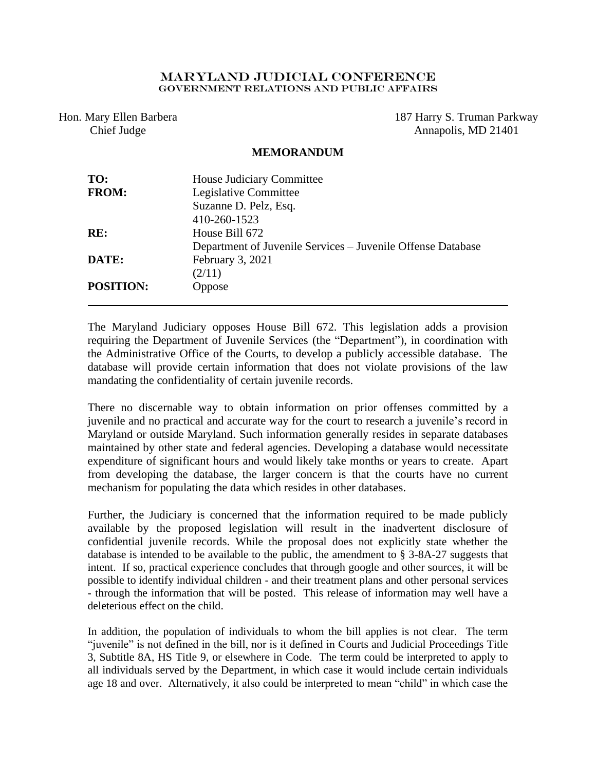# MARYLAND JUDICIAL CONFERENCE
## GOVERNMENT RELATIONS AND PUBLIC AFFAIRS

Hon. Mary Ellen Barbera
Chief Judge

187 Harry S. Truman Parkway
Annapolis, MD 21401

**MEMORANDUM**

| | |
|---|---|
| **TO:** | House Judiciary Committee |
| **FROM:** | Legislative Committee<br>Suzanne D. Pelz, Esq.<br>410-260-1523 |
| **RE:** | House Bill 672<br>Department of Juvenile Services – Juvenile Offense Database |
| **DATE:** | February 3, 2021<br>(2/11) |
| **POSITION:** | Oppose |

---

The Maryland Judiciary opposes House Bill 672. This legislation adds a provision requiring the Department of Juvenile Services (the "Department"), in coordination with the Administrative Office of the Courts, to develop a publicly accessible database. The database will provide certain information that does not violate provisions of the law mandating the confidentiality of certain juvenile records.

There no discernable way to obtain information on prior offenses committed by a juvenile and no practical and accurate way for the court to research a juvenile's record in Maryland or outside Maryland. Such information generally resides in separate databases maintained by other state and federal agencies. Developing a database would necessitate expenditure of significant hours and would likely take months or years to create. Apart from developing the database, the larger concern is that the courts have no current mechanism for populating the data which resides in other databases.

Further, the Judiciary is concerned that the information required to be made publicly available by the proposed legislation will result in the inadvertent disclosure of confidential juvenile records. While the proposal does not explicitly state whether the database is intended to be available to the public, the amendment to § 3-8A-27 suggests that intent. If so, practical experience concludes that through google and other sources, it will be possible to identify individual children - and their treatment plans and other personal services - through the information that will be posted. This release of information may well have a deleterious effect on the child.

In addition, the population of individuals to whom the bill applies is not clear. The term "juvenile" is not defined in the bill, nor is it defined in Courts and Judicial Proceedings Title 3, Subtitle 8A, HS Title 9, or elsewhere in Code. The term could be interpreted to apply to all individuals served by the Department, in which case it would include certain individuals age 18 and over. Alternatively, it also could be interpreted to mean "child" in which case the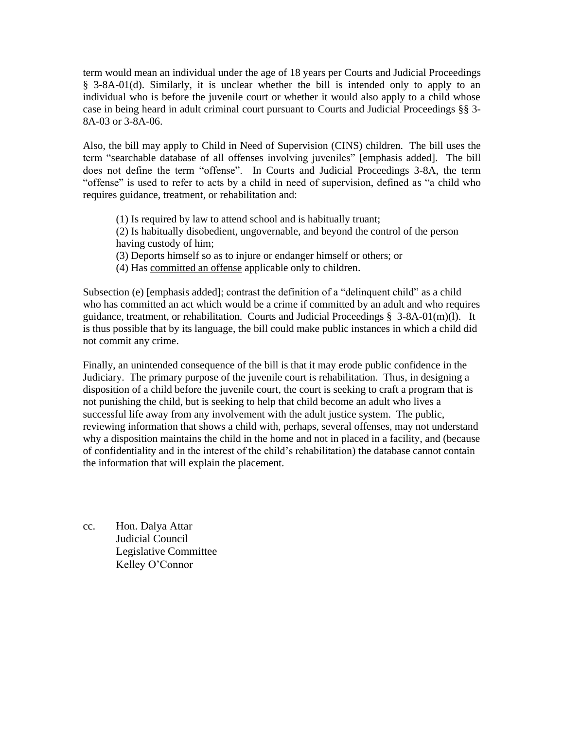term would mean an individual under the age of 18 years per Courts and Judicial Proceedings § 3-8A-01(d). Similarly, it is unclear whether the bill is intended only to apply to an individual who is before the juvenile court or whether it would also apply to a child whose case in being heard in adult criminal court pursuant to Courts and Judicial Proceedings §§ 3-8A-03 or 3-8A-06.

Also, the bill may apply to Child in Need of Supervision (CINS) children. The bill uses the term "searchable database of all offenses involving juveniles" [emphasis added]. The bill does not define the term "offense". In Courts and Judicial Proceedings 3-8A, the term "offense" is used to refer to acts by a child in need of supervision, defined as "a child who requires guidance, treatment, or rehabilitation and:

> (1) Is required by law to attend school and is habitually truant;
> (2) Is habitually disobedient, ungovernable, and beyond the control of the person having custody of him;
> (3) Deports himself so as to injure or endanger himself or others; or
> (4) Has committed an offense applicable only to children.

Subsection (e) [emphasis added]; contrast the definition of a "delinquent child" as a child who has committed an act which would be a crime if committed by an adult and who requires guidance, treatment, or rehabilitation. Courts and Judicial Proceedings § 3-8A-01(m)(l). It is thus possible that by its language, the bill could make public instances in which a child did not commit any crime.

Finally, an unintended consequence of the bill is that it may erode public confidence in the Judiciary. The primary purpose of the juvenile court is rehabilitation. Thus, in designing a disposition of a child before the juvenile court, the court is seeking to craft a program that is not punishing the child, but is seeking to help that child become an adult who lives a successful life away from any involvement with the adult justice system. The public, reviewing information that shows a child with, perhaps, several offenses, may not understand why a disposition maintains the child in the home and not in placed in a facility, and (because of confidentiality and in the interest of the child's rehabilitation) the database cannot contain the information that will explain the placement.

cc. Hon. Dalya Attar
Judicial Council
Legislative Committee
Kelley O'Connor